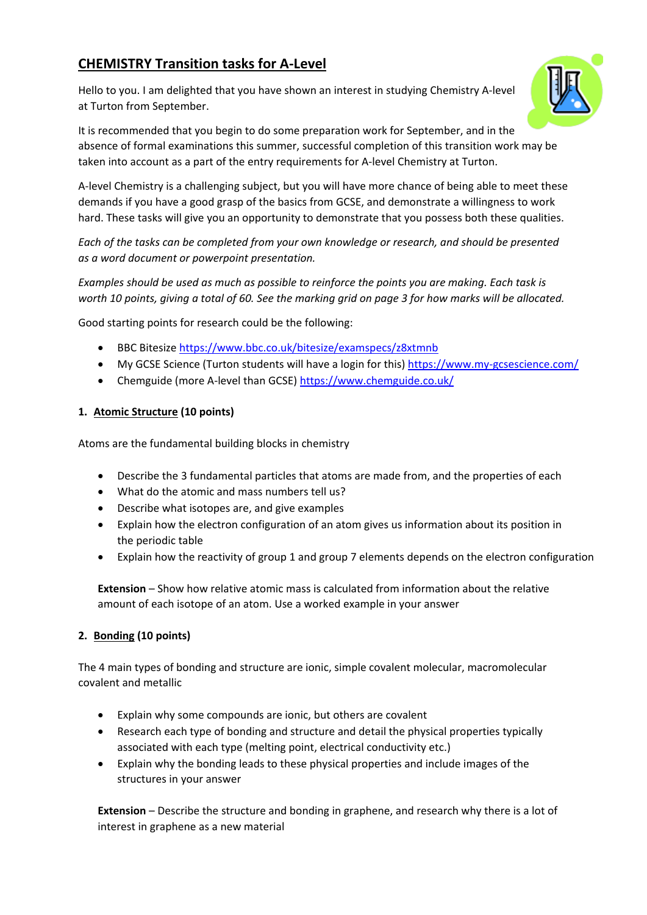# CHEMISTRY Transition tasks for A-Level

Hello to you. I am delighted that you have shown an interest in studying Chemistry A-level at Turton from September.

It is recommended that you begin to do some preparation work for September, and in the absence of formal examinations this summer, successful completion of this transition work may be taken into account as a part of the entry requirements for A-level Chemistry at Turton.

A-level Chemistry is a challenging subject, but you will have more chance of being able to meet these demands if you have a good grasp of the basics from GCSE, and demonstrate a willingness to work hard. These tasks will give you an opportunity to demonstrate that you possess both these qualities.

*Each of the tasks can be completed from your own knowledge or research, and should be presented as a word document or powerpoint presentation.*

*Examples should be used as much as possible to reinforce the points you are making. Each task is worth 10 points, giving a total of 60. See the marking grid on page 3 for how marks will be allocated.*

Good starting points for research could be the following:

- BBC Bitesize https://www.bbc.co.uk/bitesize/examspecs/z8xtmnb
- My GCSE Science (Turton students will have a login for this) https://www.my-gcsescience.com/
- Chemguide (more A-level than GCSE) https://www.chemguide.co.uk/

## 1. Atomic Structure (10 points)

Atoms are the fundamental building blocks in chemistry

- Describe the 3 fundamental particles that atoms are made from, and the properties of each
- What do the atomic and mass numbers tell us?
- Describe what isotopes are, and give examples
- Explain how the electron configuration of an atom gives us information about its position in the periodic table
- Explain how the reactivity of group 1 and group 7 elements depends on the electron configuration

**Extension** – Show how relative atomic mass is calculated from information about the relative amount of each isotope of an atom. Use a worked example in your answer

## 2. Bonding (10 points)

The 4 main types of bonding and structure are ionic, simple covalent molecular, macromolecular covalent and metallic

- Explain why some compounds are ionic, but others are covalent
- Research each type of bonding and structure and detail the physical properties typically associated with each type (melting point, electrical conductivity etc.)
- Explain why the bonding leads to these physical properties and include images of the structures in your answer

**Extension** – Describe the structure and bonding in graphene, and research why there is a lot of interest in graphene as a new material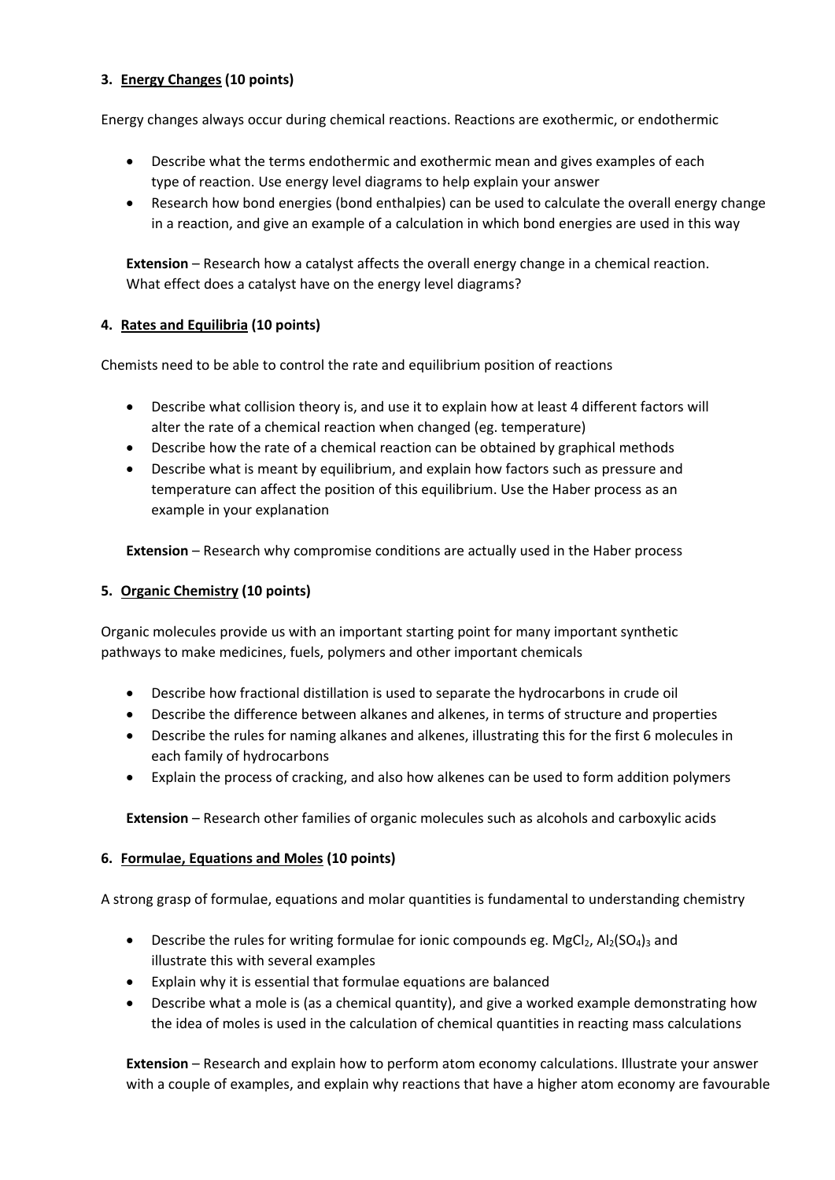### 3. <u>Energy Changes</u> (10 points)

Energy changes always occur during chemical reactions. Reactions are exothermic, or endothermic

- Describe what the terms endothermic and exothermic mean and gives examples of each type of reaction. Use energy level diagrams to help explain your answer
- Research how bond energies (bond enthalpies) can be used to calculate the overall energy change in a reaction, and give an example of a calculation in which bond energies are used in this way

**Extension** – Research how a catalyst affects the overall energy change in a chemical reaction. What effect does a catalyst have on the energy level diagrams?

### 4. <u>Rates and Equilibria</u> (10 points)

Chemists need to be able to control the rate and equilibrium position of reactions

- Describe what collision theory is, and use it to explain how at least 4 different factors will alter the rate of a chemical reaction when changed (eg. temperature)
- Describe how the rate of a chemical reaction can be obtained by graphical methods
- Describe what is meant by equilibrium, and explain how factors such as pressure and temperature can affect the position of this equilibrium. Use the Haber process as an example in your explanation

**Extension** – Research why compromise conditions are actually used in the Haber process

### 5. <u>Organic Chemistry</u> (10 points)

Organic molecules provide us with an important starting point for many important synthetic pathways to make medicines, fuels, polymers and other important chemicals

- Describe how fractional distillation is used to separate the hydrocarbons in crude oil
- Describe the difference between alkanes and alkenes, in terms of structure and properties
- Describe the rules for naming alkanes and alkenes, illustrating this for the first 6 molecules in each family of hydrocarbons
- Explain the process of cracking, and also how alkenes can be used to form addition polymers

**Extension** – Research other families of organic molecules such as alcohols and carboxylic acids

### 6. <u>Formulae, Equations and Moles</u> (10 points)

A strong grasp of formulae, equations and molar quantities is fundamental to understanding chemistry

- Describe the rules for writing formulae for ionic compounds eg. $MgCl_2$, $Al_2(SO_4)_3$ and illustrate this with several examples
- Explain why it is essential that formulae equations are balanced
- Describe what a mole is (as a chemical quantity), and give a worked example demonstrating how the idea of moles is used in the calculation of chemical quantities in reacting mass calculations

**Extension** – Research and explain how to perform atom economy calculations. Illustrate your answer with a couple of examples, and explain why reactions that have a higher atom economy are favourable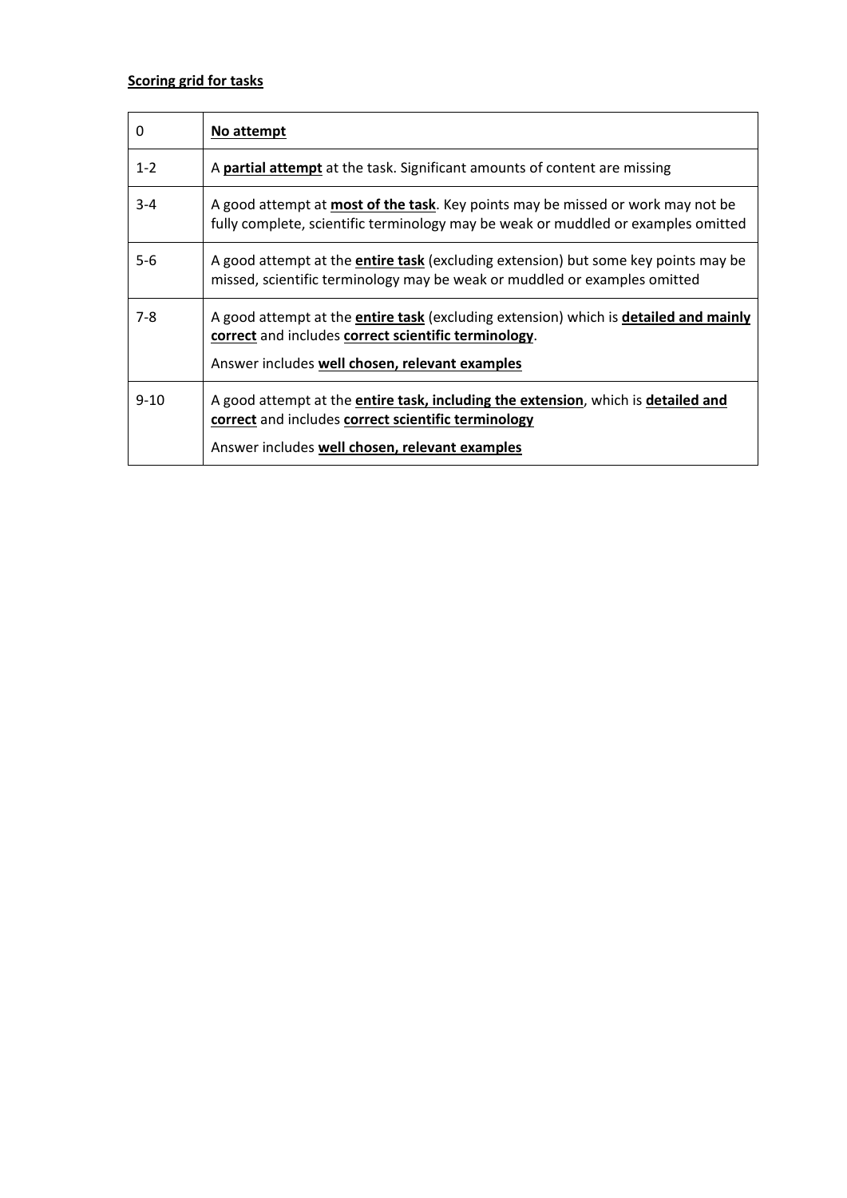**Scoring grid for tasks**

| | |
|---|---|
| 0 | **No attempt** |
| 1-2 | A **partial attempt** at the task. Significant amounts of content are missing |
| 3-4 | A good attempt at **most of the task**. Key points may be missed or work may not be fully complete, scientific terminology may be weak or muddled or examples omitted |
| 5-6 | A good attempt at the **entire task** (excluding extension) but some key points may be missed, scientific terminology may be weak or muddled or examples omitted |
| 7-8 | A good attempt at the **entire task** (excluding extension) which is **detailed and mainly correct** and includes **correct scientific terminology**.<br><br>Answer includes **well chosen, relevant examples** |
| 9-10 | A good attempt at the **entire task, including the extension**, which is **detailed and correct** and includes **correct scientific terminology**<br><br>Answer includes **well chosen, relevant examples** |